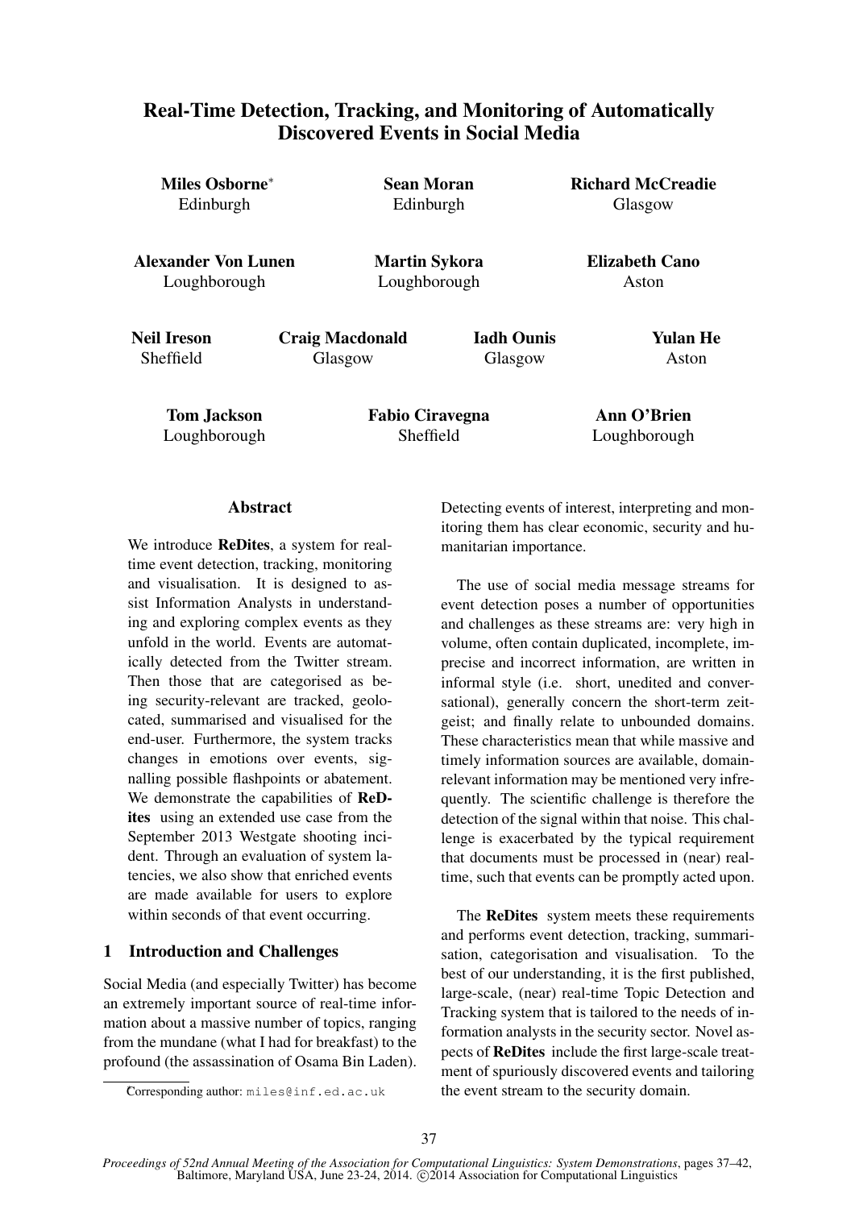# Real-Time Detection, Tracking, and Monitoring of Automatically Discovered Events in Social Media

**Miles Osborne*** Edinburgh

**Sean Moran** Edinburgh

**Richard McCreadie** Glasgow

**Alexander Von Lunen** Loughborough

**Martin Sykora** Loughborough

**Elizabeth Cano** Aston

**Neil Ireson** Sheffield

**Craig Macdonald** Glasgow

**Iadh Ounis** Glasgow

**Yulan He** Aston

**Tom Jackson** Loughborough

**Fabio Ciravegna** Sheffield

**Ann O'Brien** Loughborough

## Abstract

We introduce **ReDites**, a system for real-time event detection, tracking, monitoring and visualisation. It is designed to assist Information Analysts in understanding and exploring complex events as they unfold in the world. Events are automatically detected from the Twitter stream. Then those that are categorised as being security-relevant are tracked, geolocated, summarised and visualised for the end-user. Furthermore, the system tracks changes in emotions over events, signalling possible flashpoints or abatement. We demonstrate the capabilities of **ReDites** using an extended use case from the September 2013 Westgate shooting incident. Through an evaluation of system latencies, we also show that enriched events are made available for users to explore within seconds of that event occurring.

## 1 Introduction and Challenges

Social Media (and especially Twitter) has become an extremely important source of real-time information about a massive number of topics, ranging from the mundane (what I had for breakfast) to the profound (the assassination of Osama Bin Laden). Detecting events of interest, interpreting and monitoring them has clear economic, security and humanitarian importance.

The use of social media message streams for event detection poses a number of opportunities and challenges as these streams are: very high in volume, often contain duplicated, incomplete, imprecise and incorrect information, are written in informal style (i.e. short, unedited and conversational), generally concern the short-term zeitgeist; and finally relate to unbounded domains. These characteristics mean that while massive and timely information sources are available, domain-relevant information may be mentioned very infrequently. The scientific challenge is therefore the detection of the signal within that noise. This challenge is exacerbated by the typical requirement that documents must be processed in (near) real-time, such that events can be promptly acted upon.

The **ReDites** system meets these requirements and performs event detection, tracking, summarisation, categorisation and visualisation. To the best of our understanding, it is the first published, large-scale, (near) real-time Topic Detection and Tracking system that is tailored to the needs of information analysts in the security sector. Novel aspects of **ReDites** include the first large-scale treatment of spuriously discovered events and tailoring the event stream to the security domain.

*Corresponding author: miles@inf.ed.ac.uk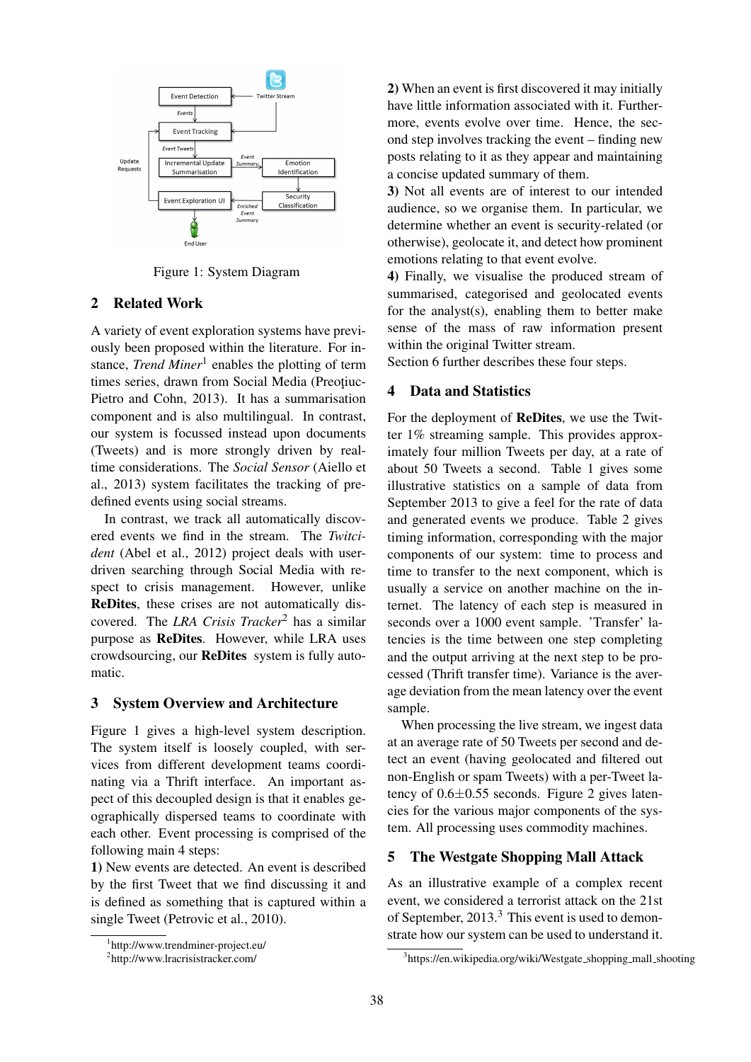Figure 1: System Diagram

## 2 Related Work

A variety of event exploration systems have previously been proposed within the literature. For instance, *Trend Miner*[1] enables the plotting of term times series, drawn from Social Media (Preoţiuc-Pietro and Cohn, 2013). It has a summarisation component and is also multilingual. In contrast, our system is focussed instead upon documents (Tweets) and is more strongly driven by real-time considerations. The *Social Sensor* (Aiello et al., 2013) system facilitates the tracking of predefined events using social streams.

In contrast, we track all automatically discovered events we find in the stream. The *Twitcident* (Abel et al., 2012) project deals with user-driven searching through Social Media with respect to crisis management. However, unlike **ReDites**, these crises are not automatically discovered. The *LRA Crisis Tracker*[2] has a similar purpose as **ReDites**. However, while LRA uses crowdsourcing, our **ReDites** system is fully automatic.

## 3 System Overview and Architecture

Figure 1 gives a high-level system description. The system itself is loosely coupled, with services from different development teams coordinating via a Thrift interface. An important aspect of this decoupled design is that it enables geographically dispersed teams to coordinate with each other. Event processing is comprised of the following main 4 steps:

**1)** New events are detected. An event is described by the first Tweet that we find discussing it and is defined as something that is captured within a single Tweet (Petrovic et al., 2010).

**2)** When an event is first discovered it may initially have little information associated with it. Furthermore, events evolve over time. Hence, the second step involves tracking the event – finding new posts relating to it as they appear and maintaining a concise updated summary of them.

**3)** Not all events are of interest to our intended audience, so we organise them. In particular, we determine whether an event is security-related (or otherwise), geolocate it, and detect how prominent emotions relating to that event evolve.

**4)** Finally, we visualise the produced stream of summarised, categorised and geolocated events for the analyst(s), enabling them to better make sense of the mass of raw information present within the original Twitter stream.

Section 6 further describes these four steps.

## 4 Data and Statistics

For the deployment of **ReDites**, we use the Twitter 1% streaming sample. This provides approximately four million Tweets per day, at a rate of about 50 Tweets a second. Table 1 gives some illustrative statistics on a sample of data from September 2013 to give a feel for the rate of data and generated events we produce. Table 2 gives timing information, corresponding with the major components of our system: time to process and time to transfer to the next component, which is usually a service on another machine on the internet. The latency of each step is measured in seconds over a 1000 event sample. 'Transfer' latencies is the time between one step completing and the output arriving at the next step to be processed (Thrift transfer time). Variance is the average deviation from the mean latency over the event sample.

When processing the live stream, we ingest data at an average rate of 50 Tweets per second and detect an event (having geolocated and filtered out non-English or spam Tweets) with a per-Tweet latency of $0.6 \pm 0.55$ seconds. Figure 2 gives latencies for the various major components of the system. All processing uses commodity machines.

## 5 The Westgate Shopping Mall Attack

As an illustrative example of a complex recent event, we considered a terrorist attack on the 21st of September, 2013.[3] This event is used to demonstrate how our system can be used to understand it.

[1] http://www.trendminer-project.eu/

[2] http://www.lracrisistracker.com/

[3] https://en.wikipedia.org/wiki/Westgate_shopping_mall_shooting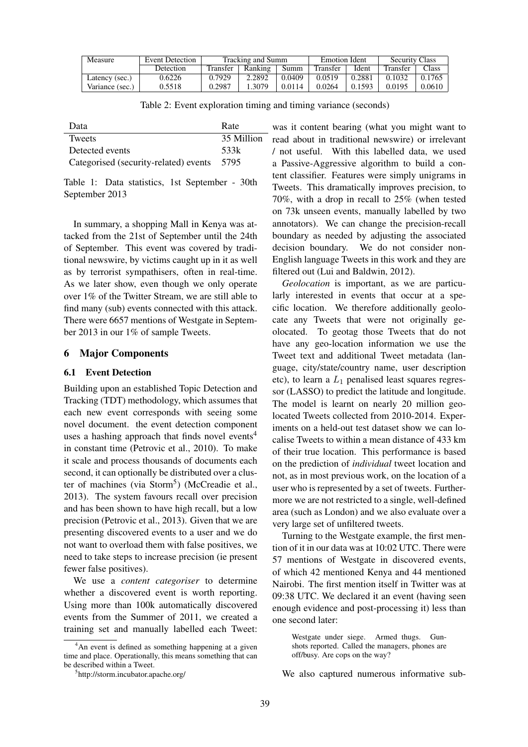| Measure | Event Detection | Tracking and Summ | | | Emotion Ident | | Security Class | |
|---|---|---|---|---|---|---|---|---|
| | Detection | Transfer | Ranking | Summ | Transfer | Ident | Transfer | Class |
| Latency (sec.) | 0.6226 | 0.7929 | 2.2892 | 0.0409 | 0.0519 | 0.2881 | 0.1032 | 0.1765 |
| Variance (sec.) | 0.5518 | 0.2987 | 1.3079 | 0.0114 | 0.0264 | 0.1593 | 0.0195 | 0.0610 |

Table 2: Event exploration timing and timing variance (seconds)

| Data | Rate |
|---|---|
| Tweets | 35 Million |
| Detected events | 533k |
| Categorised (security-related) events | 5795 |

Table 1: Data statistics, 1st September - 30th September 2013

In summary, a shopping Mall in Kenya was attacked from the 21st of September until the 24th of September. This event was covered by traditional newswire, by victims caught up in it as well as by terrorist sympathisers, often in real-time. As we later show, even though we only operate over 1% of the Twitter Stream, we are still able to find many (sub) events connected with this attack. There were 6657 mentions of Westgate in September 2013 in our 1% of sample Tweets.

## 6 Major Components

### 6.1 Event Detection

Building upon an established Topic Detection and Tracking (TDT) methodology, which assumes that each new event corresponds with seeing some novel document. the event detection component uses a hashing approach that finds novel events[4] in constant time (Petrovic et al., 2010). To make it scale and process thousands of documents each second, it can optionally be distributed over a cluster of machines (via Storm[5]) (McCreadie et al., 2013). The system favours recall over precision and has been shown to have high recall, but a low precision (Petrovic et al., 2013). Given that we are presenting discovered events to a user and we do not want to overload them with false positives, we need to take steps to increase precision (ie present fewer false positives).

We use a *content categoriser* to determine whether a discovered event is worth reporting. Using more than 100k automatically discovered events from the Summer of 2011, we created a training set and manually labelled each Tweet: was it content bearing (what you might want to read about in traditional newswire) or irrelevant / not useful. With this labelled data, we used a Passive-Aggressive algorithm to build a content classifier. Features were simply unigrams in Tweets. This dramatically improves precision, to 70%, with a drop in recall to 25% (when tested on 73k unseen events, manually labelled by two annotators). We can change the precision-recall boundary as needed by adjusting the associated decision boundary. We do not consider non-English language Tweets in this work and they are filtered out (Lui and Baldwin, 2012).

*Geolocation* is important, as we are particularly interested in events that occur at a specific location. We therefore additionally geolocate any Tweets that were not originally geolocated. To geotag those Tweets that do not have any geo-location information we use the Tweet text and additional Tweet metadata (language, city/state/country name, user description etc), to learn a $L_1$ penalised least squares regressor (LASSO) to predict the latitude and longitude. The model is learnt on nearly 20 million geolocated Tweets collected from 2010-2014. Experiments on a held-out test dataset show we can localise Tweets to within a mean distance of 433 km of their true location. This performance is based on the prediction of *individual* tweet location and not, as in most previous work, on the location of a user who is represented by a set of tweets. Furthermore we are not restricted to a single, well-defined area (such as London) and we also evaluate over a very large set of unfiltered tweets.

Turning to the Westgate example, the first mention of it in our data was at 10:02 UTC. There were 57 mentions of Westgate in discovered events, of which 42 mentioned Kenya and 44 mentioned Nairobi. The first mention itself in Twitter was at 09:38 UTC. We declared it an event (having seen enough evidence and post-processing it) less than one second later:

> Westgate under siege. Armed thugs. Gunshots reported. Called the managers, phones are off/busy. Are cops on the way?

We also captured numerous informative sub-

[4] An event is defined as something happening at a given time and place. Operationally, this means something that can be described within a Tweet.

[5] http://storm.incubator.apache.org/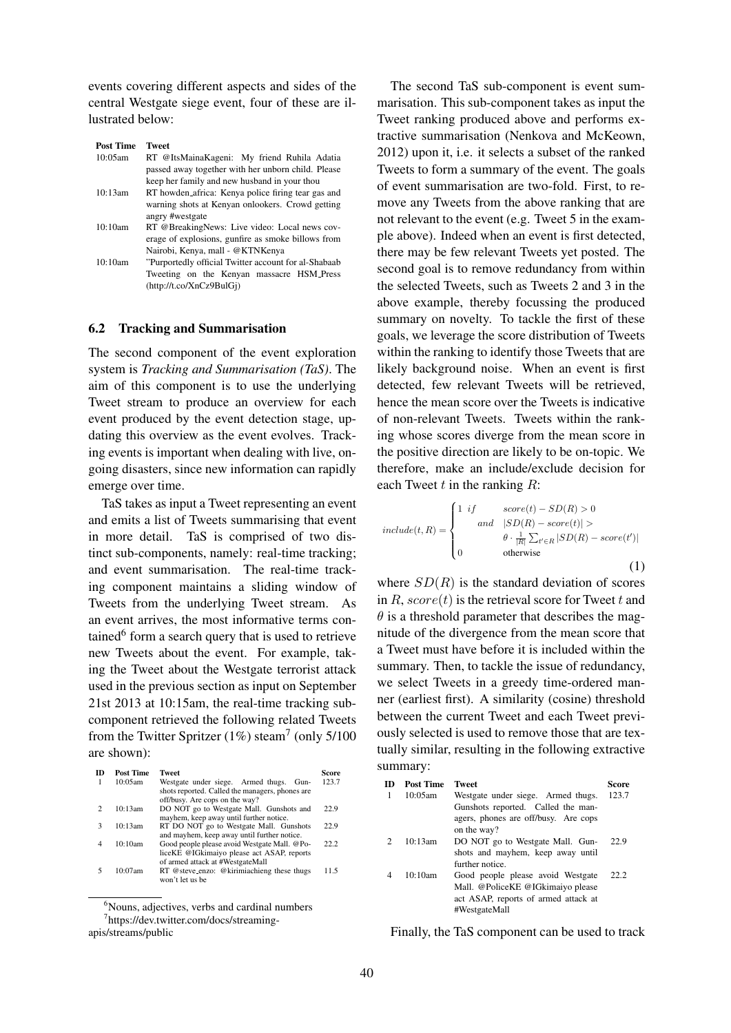events covering different aspects and sides of the central Westgate siege event, four of these are illustrated below:

| Post Time | Tweet |
|---|---|
| 10:05am | RT @ItsMainaKageni: My friend Ruhila Adatia passed away together with her unborn child. Please keep her family and new husband in your thou |
| 10:13am | RT howden_africa: Kenya police firing tear gas and warning shots at Kenyan onlookers. Crowd getting angry #westgate |
| 10:10am | RT @BreakingNews: Live video: Local news coverage of explosions, gunfire as smoke billows from Nairobi, Kenya, mall - @KTNKenya |
| 10:10am | "Purportedly official Twitter account for al-Shabaab Tweeting on the Kenyan massacre HSM_Press (http://t.co/XnCz9BulGj) |

### 6.2 Tracking and Summarisation

The second component of the event exploration system is *Tracking and Summarisation (TaS)*. The aim of this component is to use the underlying Tweet stream to produce an overview for each event produced by the event detection stage, updating this overview as the event evolves. Tracking events is important when dealing with live, ongoing disasters, since new information can rapidly emerge over time.

TaS takes as input a Tweet representing an event and emits a list of Tweets summarising that event in more detail. TaS is comprised of two distinct sub-components, namely: real-time tracking; and event summarisation. The real-time tracking component maintains a sliding window of Tweets from the underlying Tweet stream. As an event arrives, the most informative terms contained[6] form a search query that is used to retrieve new Tweets about the event. For example, taking the Tweet about the Westgate terrorist attack used in the previous section as input on September 21st 2013 at 10:15am, the real-time tracking sub-component retrieved the following related Tweets from the Twitter Spritzer (1%) steam[7] (only 5/100 are shown):

| ID | Post Time | Tweet | Score |
|---|---|---|---|
| 1 | 10:05am | Westgate under siege. Armed thugs. Gunshots reported. Called the managers, phones are off/busy. Are cops on the way? | 123.7 |
| 2 | 10:13am | DO NOT go to Westgate Mall. Gunshots and mayhem, keep away until further notice. | 22.9 |
| 3 | 10:13am | RT DO NOT go to Westgate Mall. Gunshots and mayhem, keep away until further notice. | 22.9 |
| 4 | 10:10am | Good people please avoid Westgate Mall. @PoliceKE @IGkimaiyo please act ASAP, reports of armed attack at #WestgateMall | 22.2 |
| 5 | 10:07am | RT @steve_enzo: @kirimiachieng these thugs won't let us be | 11.5 |

[6] Nouns, adjectives, verbs and cardinal numbers

[7] https://dev.twitter.com/docs/streaming-apis/streams/public

The second TaS sub-component is event summarisation. This sub-component takes as input the Tweet ranking produced above and performs extractive summarisation (Nenkova and McKeown, 2012) upon it, i.e. it selects a subset of the ranked Tweets to form a summary of the event. The goals of event summarisation are two-fold. First, to remove any Tweets from the above ranking that are not relevant to the event (e.g. Tweet 5 in the example above). Indeed when an event is first detected, there may be few relevant Tweets yet posted. The second goal is to remove redundancy from within the selected Tweets, such as Tweets 2 and 3 in the above example, thereby focussing the produced summary on novelty. To tackle the first of these goals, we leverage the score distribution of Tweets within the ranking to identify those Tweets that are likely background noise. When an event is first detected, few relevant Tweets will be retrieved, hence the mean score over the Tweets is indicative of non-relevant Tweets. Tweets within the ranking whose scores diverge from the mean score in the positive direction are likely to be on-topic. We therefore, make an include/exclude decision for each Tweet $t$ in the ranking $R$:

$$include(t, R) = \begin{cases} 1 \ if & score(t) - SD(R) > 0 \\ \quad and & |SD(R) - score(t)| > \\ & \theta \cdot \frac{1}{|R|} \sum_{t' \in R} |SD(R) - score(t')| \\ 0 & \text{otherwise} \end{cases} \tag{1}$$

where $SD(R)$ is the standard deviation of scores in $R$, $score(t)$ is the retrieval score for Tweet $t$ and $\theta$ is a threshold parameter that describes the magnitude of the divergence from the mean score that a Tweet must have before it is included within the summary. Then, to tackle the issue of redundancy, we select Tweets in a greedy time-ordered manner (earliest first). A similarity (cosine) threshold between the current Tweet and each Tweet previously selected is used to remove those that are textually similar, resulting in the following extractive summary:

| ID | Post Time | Tweet | Score |
|---|---|---|---|
| 1 | 10:05am | Westgate under siege. Armed thugs. Gunshots reported. Called the managers, phones are off/busy. Are cops on the way? | 123.7 |
| 2 | 10:13am | DO NOT go to Westgate Mall. Gunshots and mayhem, keep away until further notice. | 22.9 |
| 4 | 10:10am | Good people please avoid Westgate Mall. @PoliceKE @IGkimaiyo please act ASAP, reports of armed attack at #WestgateMall | 22.2 |

Finally, the TaS component can be used to track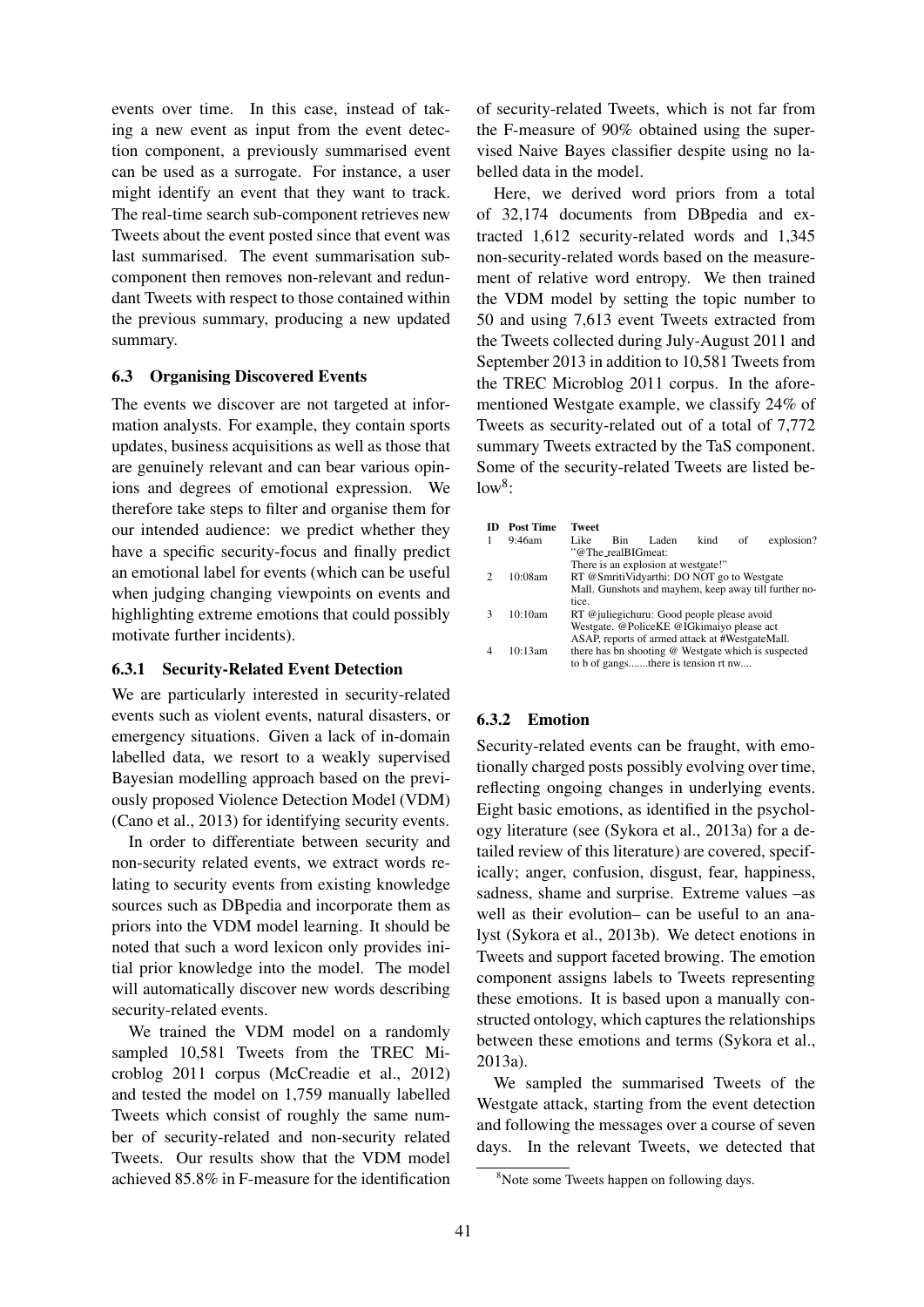events over time. In this case, instead of taking a new event as input from the event detection component, a previously summarised event can be used as a surrogate. For instance, a user might identify an event that they want to track. The real-time search sub-component retrieves new Tweets about the event posted since that event was last summarised. The event summarisation sub-component then removes non-relevant and redundant Tweets with respect to those contained within the previous summary, producing a new updated summary.

### 6.3 Organising Discovered Events

The events we discover are not targeted at information analysts. For example, they contain sports updates, business acquisitions as well as those that are genuinely relevant and can bear various opinions and degrees of emotional expression. We therefore take steps to filter and organise them for our intended audience: we predict whether they have a specific security-focus and finally predict an emotional label for events (which can be useful when judging changing viewpoints on events and highlighting extreme emotions that could possibly motivate further incidents).

#### 6.3.1 Security-Related Event Detection

We are particularly interested in security-related events such as violent events, natural disasters, or emergency situations. Given a lack of in-domain labelled data, we resort to a weakly supervised Bayesian modelling approach based on the previously proposed Violence Detection Model (VDM) (Cano et al., 2013) for identifying security events.

In order to differentiate between security and non-security related events, we extract words relating to security events from existing knowledge sources such as DBpedia and incorporate them as priors into the VDM model learning. It should be noted that such a word lexicon only provides initial prior knowledge into the model. The model will automatically discover new words describing security-related events.

We trained the VDM model on a randomly sampled 10,581 Tweets from the TREC Microblog 2011 corpus (McCreadie et al., 2012) and tested the model on 1,759 manually labelled Tweets which consist of roughly the same number of security-related and non-security related Tweets. Our results show that the VDM model achieved 85.8% in F-measure for the identification of security-related Tweets, which is not far from the F-measure of 90% obtained using the supervised Naive Bayes classifier despite using no labelled data in the model.

Here, we derived word priors from a total of 32,174 documents from DBpedia and extracted 1,612 security-related words and 1,345 non-security-related words based on the measurement of relative word entropy. We then trained the VDM model by setting the topic number to 50 and using 7,613 event Tweets extracted from the Tweets collected during July-August 2011 and September 2013 in addition to 10,581 Tweets from the TREC Microblog 2011 corpus. In the aforementioned Westgate example, we classify 24% of Tweets as security-related out of a total of 7,772 summary Tweets extracted by the TaS component. Some of the security-related Tweets are listed below[8]:

| ID | Post Time | Tweet |
|---|---|---|
| 1 | 9:46am | Like Bin Laden kind of explosion? "@The_realBIGmeat: There is an explosion at westgate!" |
| 2 | 10:08am | RT @SmritiVidyarthi: DO NOT go to Westgate Mall. Gunshots and mayhem, keep away till further notice. |
| 3 | 10:10am | RT @juliegichuru: Good people please avoid Westgate. @PoliceKE @IGkimaiyo please act ASAP, reports of armed attack at #WestgateMall. |
| 4 | 10:13am | there has bn shooting @ Westgate which is suspected to b of gangs.......there is tension rt nw.... |

#### 6.3.2 Emotion

Security-related events can be fraught, with emotionally charged posts possibly evolving over time, reflecting ongoing changes in underlying events. Eight basic emotions, as identified in the psychology literature (see (Sykora et al., 2013a) for a detailed review of this literature) are covered, specifically; anger, confusion, disgust, fear, happiness, sadness, shame and surprise. Extreme values –as well as their evolution– can be useful to an analyst (Sykora et al., 2013b). We detect emotions in Tweets and support faceted browing. The emotion component assigns labels to Tweets representing these emotions. It is based upon a manually constructed ontology, which captures the relationships between these emotions and terms (Sykora et al., 2013a).

We sampled the summarised Tweets of the Westgate attack, starting from the event detection and following the messages over a course of seven days. In the relevant Tweets, we detected that

[8]Note some Tweets happen on following days.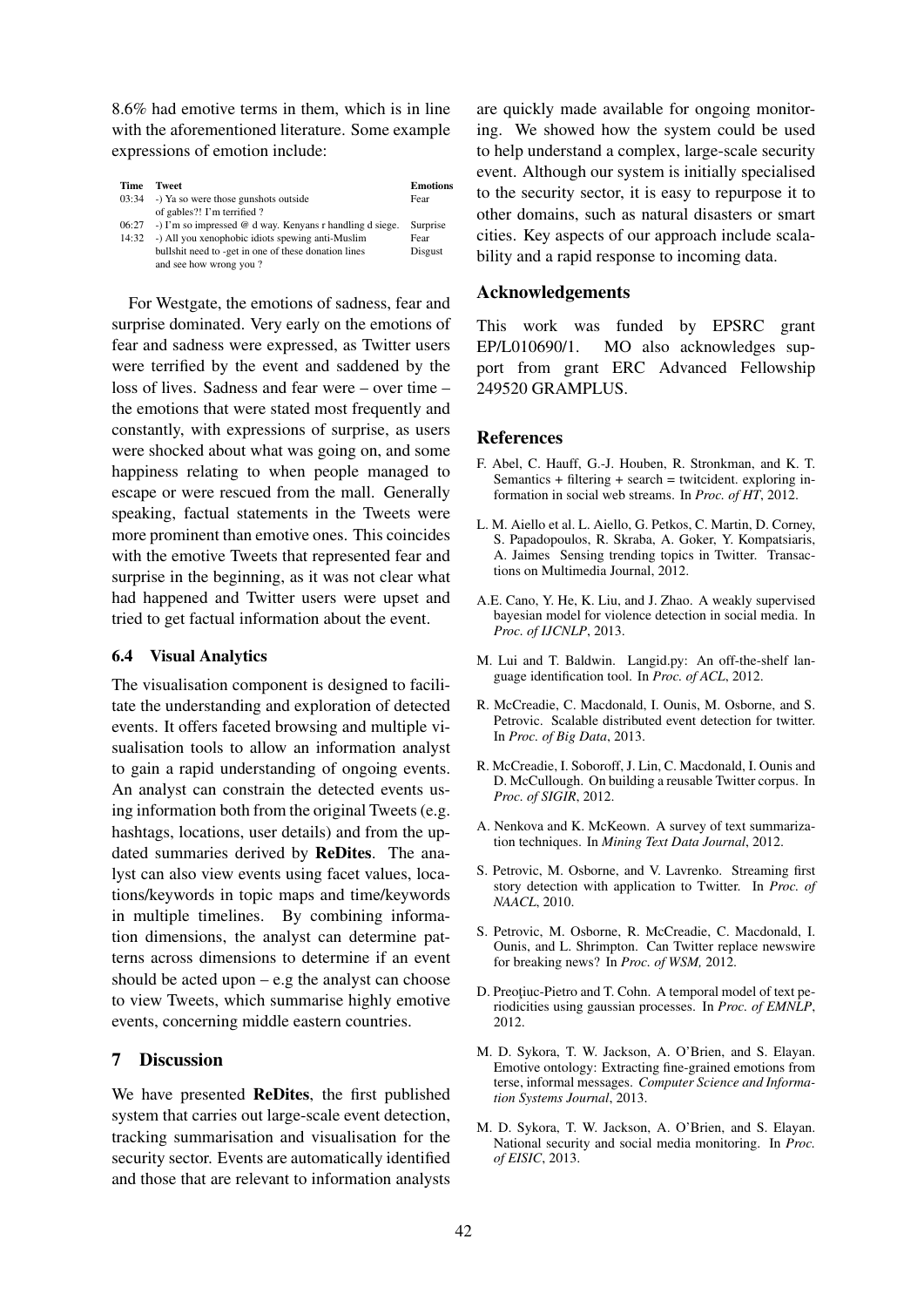8.6% had emotive terms in them, which is in line with the aforementioned literature. Some example expressions of emotion include:

| Time | Tweet | Emotions |
|---|---|---|
| 03:34 | -) Ya so were those gunshots outside of gables?! I'm terrified ? | Fear |
| 06:27 | -) I'm so impressed @ d way. Kenyans r handling d siege. | Surprise |
| 14:32 | -) All you xenophobic idiots spewing anti-Muslim bullshit need to -get in one of these donation lines and see how wrong you ? | Fear<br>Disgust |

For Westgate, the emotions of sadness, fear and surprise dominated. Very early on the emotions of fear and sadness were expressed, as Twitter users were terrified by the event and saddened by the loss of lives. Sadness and fear were – over time – the emotions that were stated most frequently and constantly, with expressions of surprise, as users were shocked about what was going on, and some happiness relating to when people managed to escape or were rescued from the mall. Generally speaking, factual statements in the Tweets were more prominent than emotive ones. This coincides with the emotive Tweets that represented fear and surprise in the beginning, as it was not clear what had happened and Twitter users were upset and tried to get factual information about the event.

### 6.4 Visual Analytics

The visualisation component is designed to facilitate the understanding and exploration of detected events. It offers faceted browsing and multiple visualisation tools to allow an information analyst to gain a rapid understanding of ongoing events. An analyst can constrain the detected events using information both from the original Tweets (e.g. hashtags, locations, user details) and from the updated summaries derived by **ReDites**. The analyst can also view events using facet values, locations/keywords in topic maps and time/keywords in multiple timelines. By combining information dimensions, the analyst can determine patterns across dimensions to determine if an event should be acted upon – e.g the analyst can choose to view Tweets, which summarise highly emotive events, concerning middle eastern countries.

## 7 Discussion

We have presented **ReDites**, the first published system that carries out large-scale event detection, tracking summarisation and visualisation for the security sector. Events are automatically identified and those that are relevant to information analysts are quickly made available for ongoing monitoring. We showed how the system could be used to help understand a complex, large-scale security event. Although our system is initially specialised to the security sector, it is easy to repurpose it to other domains, such as natural disasters or smart cities. Key aspects of our approach include scalability and a rapid response to incoming data.

## Acknowledgements

This work was funded by EPSRC grant EP/L010690/1. MO also acknowledges support from grant ERC Advanced Fellowship 249520 GRAMPLUS.

## References

F. Abel, C. Hauff, G.-J. Houben, R. Stronkman, and K. T. Semantics + filtering + search = twitcident. exploring information in social web streams. In *Proc. of HT*, 2012.

L. M. Aiello et al. L. Aiello, G. Petkos, C. Martin, D. Corney, S. Papadopoulos, R. Skraba, A. Goker, Y. Kompatsiaris, A. Jaimes Sensing trending topics in Twitter. Transactions on Multimedia Journal, 2012.

A.E. Cano, Y. He, K. Liu, and J. Zhao. A weakly supervised bayesian model for violence detection in social media. In *Proc. of IJCNLP*, 2013.

M. Lui and T. Baldwin. Langid.py: An off-the-shelf language identification tool. In *Proc. of ACL*, 2012.

R. McCreadie, C. Macdonald, I. Ounis, M. Osborne, and S. Petrovic. Scalable distributed event detection for twitter. In *Proc. of Big Data*, 2013.

R. McCreadie, I. Soboroff, J. Lin, C. Macdonald, I. Ounis and D. McCullough. On building a reusable Twitter corpus. In *Proc. of SIGIR*, 2012.

A. Nenkova and K. McKeown. A survey of text summarization techniques. In *Mining Text Data Journal*, 2012.

S. Petrovic, M. Osborne, and V. Lavrenko. Streaming first story detection with application to Twitter. In *Proc. of NAACL*, 2010.

S. Petrovic, M. Osborne, R. McCreadie, C. Macdonald, I. Ounis, and L. Shrimpton. Can Twitter replace newswire for breaking news? In *Proc. of WSM,* 2012.

D. Preoţiuc-Pietro and T. Cohn. A temporal model of text periodicities using gaussian processes. In *Proc. of EMNLP*, 2012.

M. D. Sykora, T. W. Jackson, A. O'Brien, and S. Elayan. Emotive ontology: Extracting fine-grained emotions from terse, informal messages. *Computer Science and Information Systems Journal*, 2013.

M. D. Sykora, T. W. Jackson, A. O'Brien, and S. Elayan. National security and social media monitoring. In *Proc. of EISIC*, 2013.